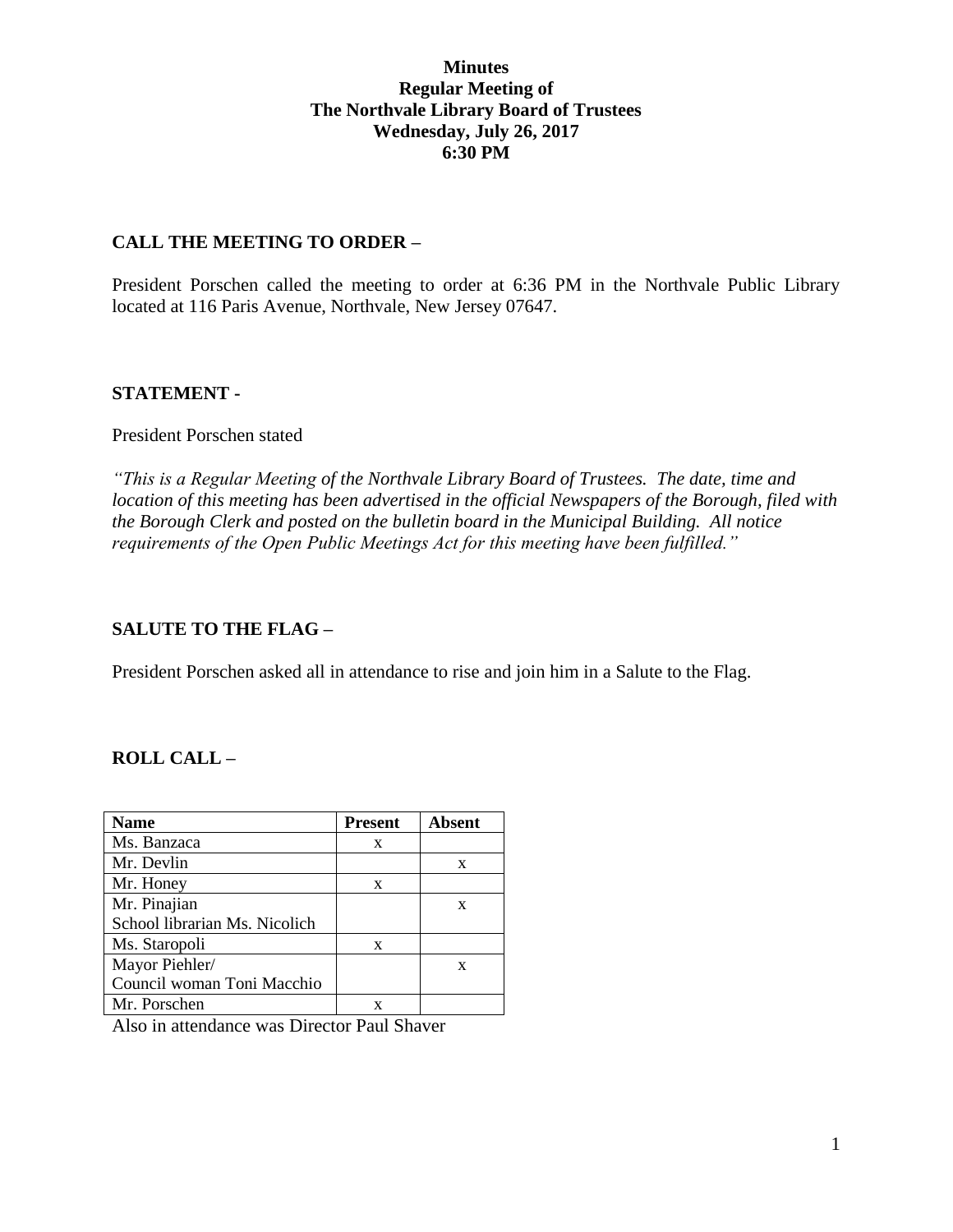**Minutes**
**Regular Meeting of**
**The Northvale Library Board of Trustees**
**Wednesday, July 26, 2017**
**6:30 PM**

**CALL THE MEETING TO ORDER –**

President Porschen called the meeting to order at 6:36 PM in the Northvale Public Library located at 116 Paris Avenue, Northvale, New Jersey 07647.

**STATEMENT -**

President Porschen stated

*"This is a Regular Meeting of the Northvale Library Board of Trustees. The date, time and location of this meeting has been advertised in the official Newspapers of the Borough, filed with the Borough Clerk and posted on the bulletin board in the Municipal Building. All notice requirements of the Open Public Meetings Act for this meeting have been fulfilled."*

**SALUTE TO THE FLAG –**

President Porschen asked all in attendance to rise and join him in a Salute to the Flag.

**ROLL CALL –**

| Name | Present | Absent |
|---|---|---|
| Ms. Banzaca | x | |
| Mr. Devlin | | x |
| Mr. Honey | x | |
| Mr. Pinajian<br>School librarian Ms. Nicolich | | x |
| Ms. Staropoli | x | |
| Mayor Piehler/<br>Council woman Toni Macchio | | x |
| Mr. Porschen | x | |

Also in attendance was Director Paul Shaver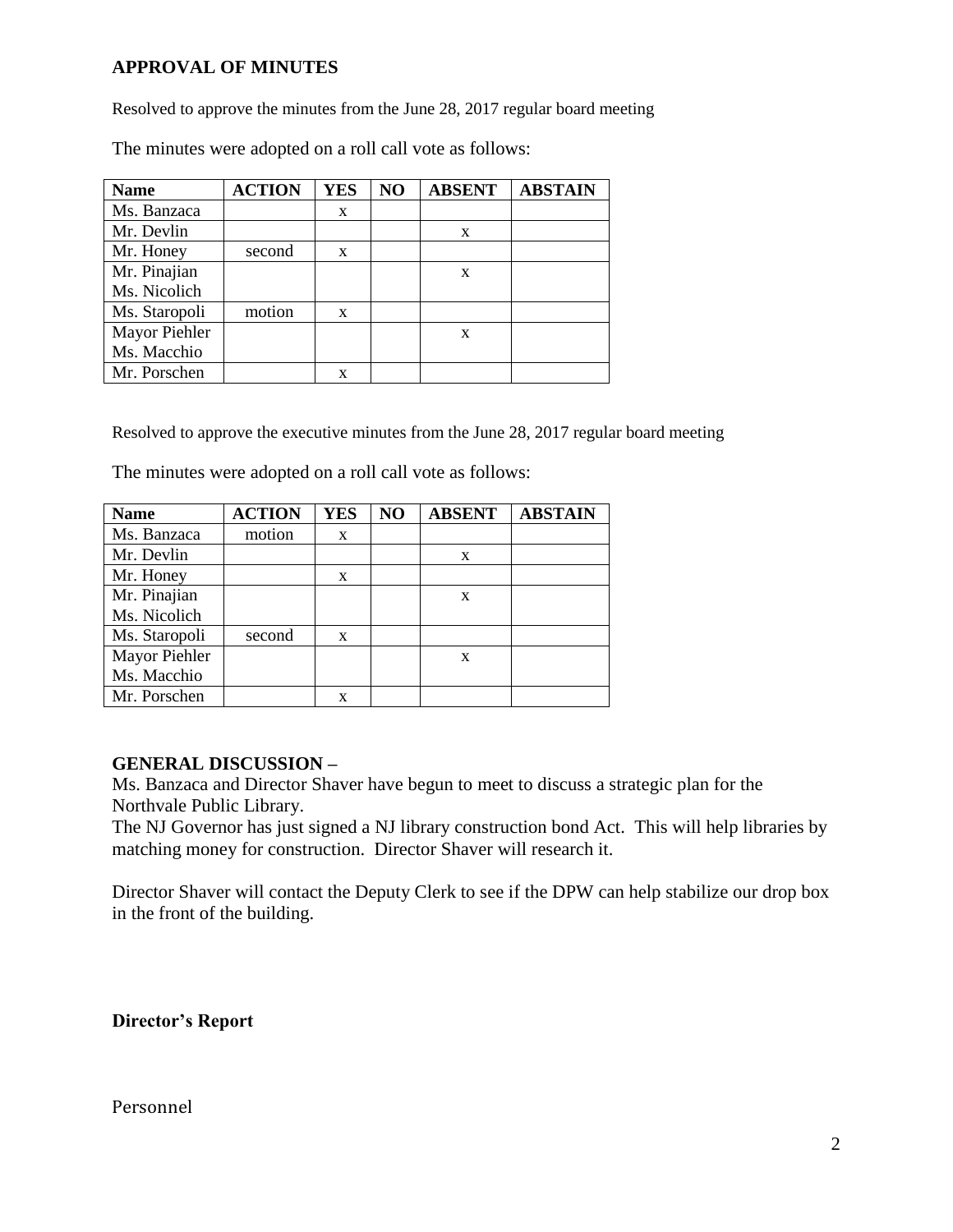## APPROVAL OF MINUTES

Resolved to approve the minutes from the June 28, 2017 regular board meeting

The minutes were adopted on a roll call vote as follows:

| Name | ACTION | YES | NO | ABSENT | ABSTAIN |
|---|---|---|---|---|---|
| Ms. Banzaca | | x | | | |
| Mr. Devlin | | | | x | |
| Mr. Honey | second | x | | | |
| Mr. Pinajian Ms. Nicolich | | | | x | |
| Ms. Staropoli | motion | x | | | |
| Mayor Piehler Ms. Macchio | | | | x | |
| Mr. Porschen | | x | | | |

Resolved to approve the executive minutes from the June 28, 2017 regular board meeting

The minutes were adopted on a roll call vote as follows:

| Name | ACTION | YES | NO | ABSENT | ABSTAIN |
|---|---|---|---|---|---|
| Ms. Banzaca | motion | x | | | |
| Mr. Devlin | | | | x | |
| Mr. Honey | | x | | | |
| Mr. Pinajian Ms. Nicolich | | | | x | |
| Ms. Staropoli | second | x | | | |
| Mayor Piehler Ms. Macchio | | | | x | |
| Mr. Porschen | | x | | | |

## GENERAL DISCUSSION –

Ms. Banzaca and Director Shaver have begun to meet to discuss a strategic plan for the Northvale Public Library.
The NJ Governor has just signed a NJ library construction bond Act. This will help libraries by matching money for construction. Director Shaver will research it.

Director Shaver will contact the Deputy Clerk to see if the DPW can help stabilize our drop box in the front of the building.

**Director's Report**

Personnel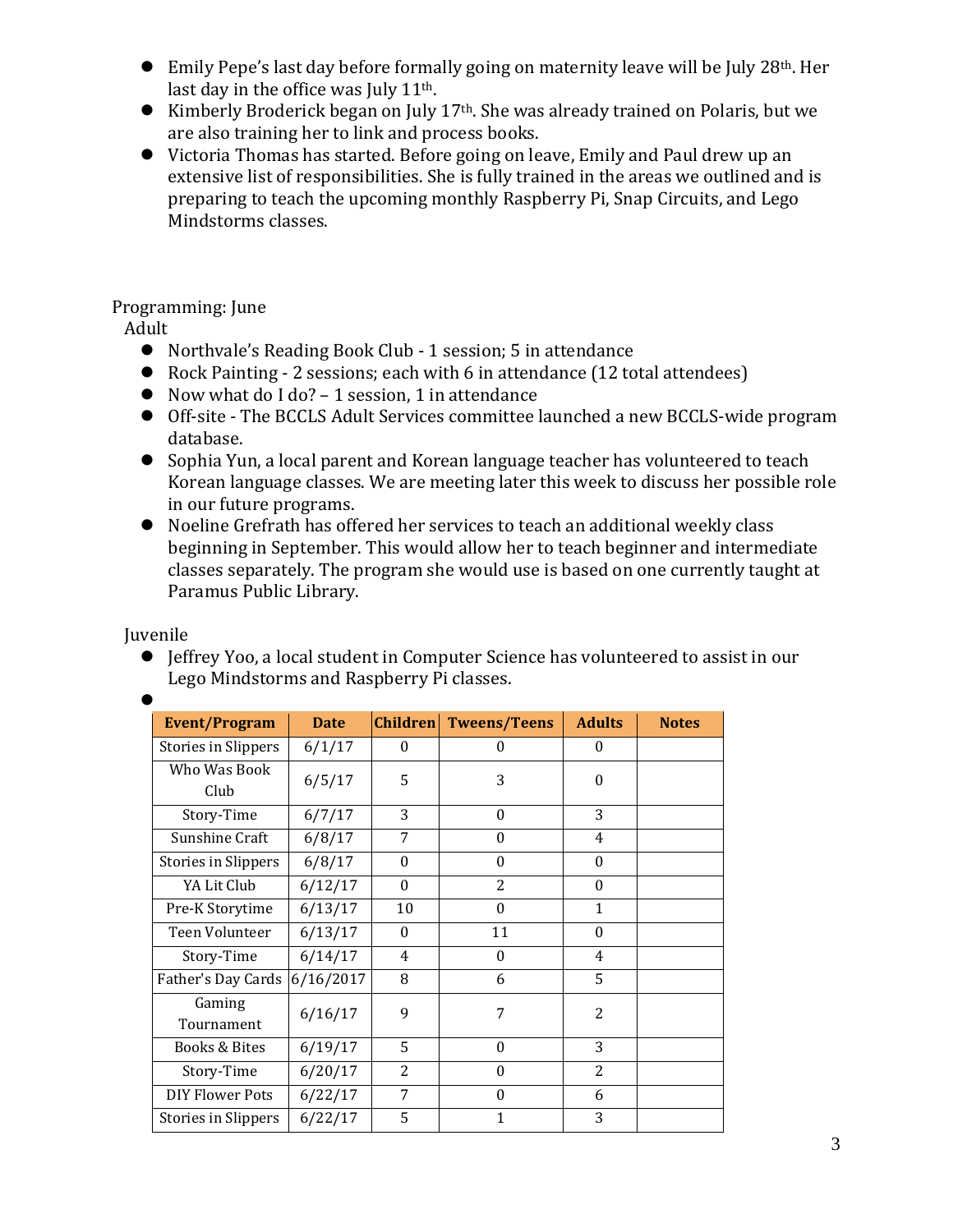- Emily Pepe's last day before formally going on maternity leave will be July 28th. Her last day in the office was July 11th.
- Kimberly Broderick began on July 17th. She was already trained on Polaris, but we are also training her to link and process books.
- Victoria Thomas has started. Before going on leave, Emily and Paul drew up an extensive list of responsibilities. She is fully trained in the areas we outlined and is preparing to teach the upcoming monthly Raspberry Pi, Snap Circuits, and Lego Mindstorms classes.

Programming: June

Adult

- Northvale's Reading Book Club - 1 session; 5 in attendance
- Rock Painting - 2 sessions; each with 6 in attendance (12 total attendees)
- Now what do I do? – 1 session, 1 in attendance
- Off-site - The BCCLS Adult Services committee launched a new BCCLS-wide program database.
- Sophia Yun, a local parent and Korean language teacher has volunteered to teach Korean language classes. We are meeting later this week to discuss her possible role in our future programs.
- Noeline Grefrath has offered her services to teach an additional weekly class beginning in September. This would allow her to teach beginner and intermediate classes separately. The program she would use is based on one currently taught at Paramus Public Library.

Juvenile

- Jeffrey Yoo, a local student in Computer Science has volunteered to assist in our Lego Mindstorms and Raspberry Pi classes.
-

| Event/Program | Date | Children | Tweens/Teens | Adults | Notes |
|---|---|---|---|---|---|
| Stories in Slippers | 6/1/17 | 0 | 0 | 0 | |
| Who Was Book Club | 6/5/17 | 5 | 3 | 0 | |
| Story-Time | 6/7/17 | 3 | 0 | 3 | |
| Sunshine Craft | 6/8/17 | 7 | 0 | 4 | |
| Stories in Slippers | 6/8/17 | 0 | 0 | 0 | |
| YA Lit Club | 6/12/17 | 0 | 2 | 0 | |
| Pre-K Storytime | 6/13/17 | 10 | 0 | 1 | |
| Teen Volunteer | 6/13/17 | 0 | 11 | 0 | |
| Story-Time | 6/14/17 | 4 | 0 | 4 | |
| Father's Day Cards | 6/16/2017 | 8 | 6 | 5 | |
| Gaming Tournament | 6/16/17 | 9 | 7 | 2 | |
| Books & Bites | 6/19/17 | 5 | 0 | 3 | |
| Story-Time | 6/20/17 | 2 | 0 | 2 | |
| DIY Flower Pots | 6/22/17 | 7 | 0 | 6 | |
| Stories in Slippers | 6/22/17 | 5 | 1 | 3 | |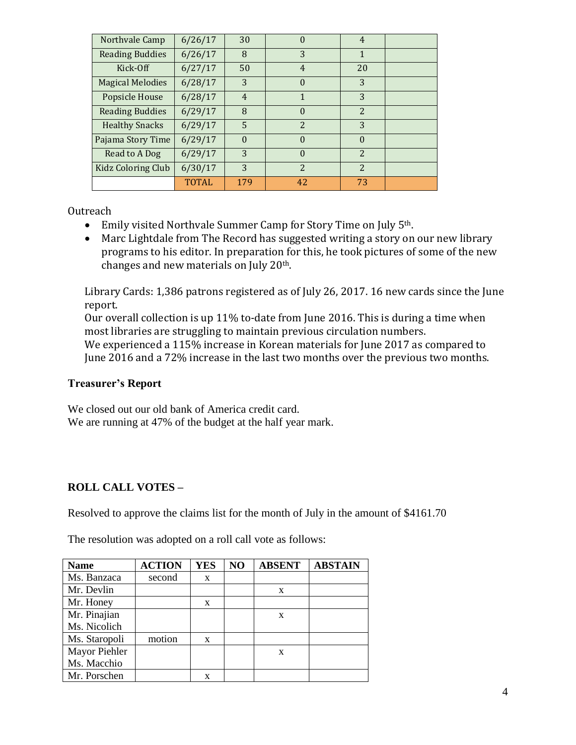| Northvale Camp | 6/26/17 | 30 | 0 | 4 | |
|---|---|---|---|---|---|
| Reading Buddies | 6/26/17 | 8 | 3 | 1 | |
| Kick-Off | 6/27/17 | 50 | 4 | 20 | |
| Magical Melodies | 6/28/17 | 3 | 0 | 3 | |
| Popsicle House | 6/28/17 | 4 | 1 | 3 | |
| Reading Buddies | 6/29/17 | 8 | 0 | 2 | |
| Healthy Snacks | 6/29/17 | 5 | 2 | 3 | |
| Pajama Story Time | 6/29/17 | 0 | 0 | 0 | |
| Read to A Dog | 6/29/17 | 3 | 0 | 2 | |
| Kidz Coloring Club | 6/30/17 | 3 | 2 | 2 | |
| | TOTAL | 179 | 42 | 73 | |

Outreach

- Emily visited Northvale Summer Camp for Story Time on July 5th.
- Marc Lightdale from The Record has suggested writing a story on our new library programs to his editor. In preparation for this, he took pictures of some of the new changes and new materials on July 20th.

Library Cards: 1,386 patrons registered as of July 26, 2017. 16 new cards since the June report.
Our overall collection is up 11% to-date from June 2016. This is during a time when most libraries are struggling to maintain previous circulation numbers.
We experienced a 115% increase in Korean materials for June 2017 as compared to June 2016 and a 72% increase in the last two months over the previous two months.

**Treasurer's Report**

We closed out our old bank of America credit card.
We are running at 47% of the budget at the half year mark.

**ROLL CALL VOTES –**

Resolved to approve the claims list for the month of July in the amount of $4161.70

The resolution was adopted on a roll call vote as follows:

| Name | ACTION | YES | NO | ABSENT | ABSTAIN |
|---|---|---|---|---|---|
| Ms. Banzaca | second | x | | | |
| Mr. Devlin | | | | x | |
| Mr. Honey | | x | | | |
| Mr. Pinajian | | | | x | |
| Ms. Nicolich | | | | | |
| Ms. Staropoli | motion | x | | | |
| Mayor Piehler | | | | x | |
| Ms. Macchio | | | | | |
| Mr. Porschen | | x | | | |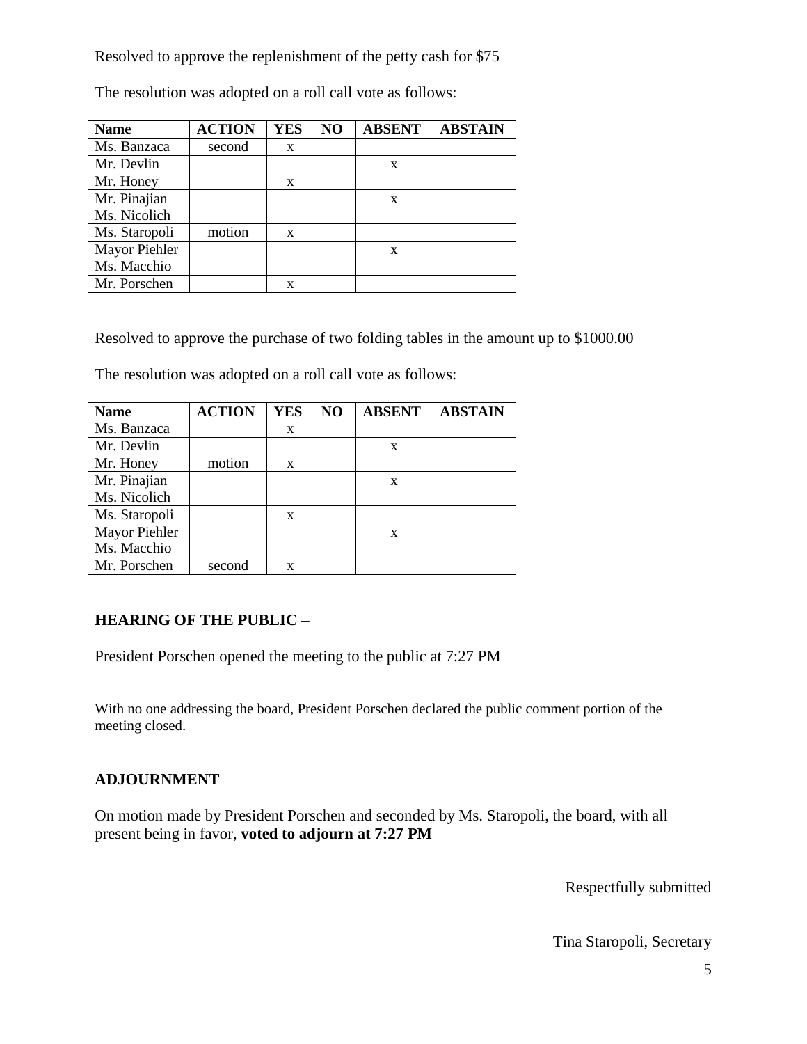Resolved to approve the replenishment of the petty cash for $75

The resolution was adopted on a roll call vote as follows:

| Name | ACTION | YES | NO | ABSENT | ABSTAIN |
|---|---|---|---|---|---|
| Ms. Banzaca | second | x | | | |
| Mr. Devlin | | | | x | |
| Mr. Honey | | x | | | |
| Mr. Pinajian<br>Ms. Nicolich | | | | x | |
| Ms. Staropoli | motion | x | | | |
| Mayor Piehler<br>Ms. Macchio | | | | x | |
| Mr. Porschen | | x | | | |

Resolved to approve the purchase of two folding tables in the amount up to $1000.00

The resolution was adopted on a roll call vote as follows:

| Name | ACTION | YES | NO | ABSENT | ABSTAIN |
|---|---|---|---|---|---|
| Ms. Banzaca | | x | | | |
| Mr. Devlin | | | | x | |
| Mr. Honey | motion | x | | | |
| Mr. Pinajian<br>Ms. Nicolich | | | | x | |
| Ms. Staropoli | | x | | | |
| Mayor Piehler<br>Ms. Macchio | | | | x | |
| Mr. Porschen | second | x | | | |

**HEARING OF THE PUBLIC –**

President Porschen opened the meeting to the public at 7:27 PM

With no one addressing the board, President Porschen declared the public comment portion of the meeting closed.

**ADJOURNMENT**

On motion made by President Porschen and seconded by Ms. Staropoli, the board, with all present being in favor, **voted to adjourn at 7:27 PM**

Respectfully submitted

Tina Staropoli, Secretary